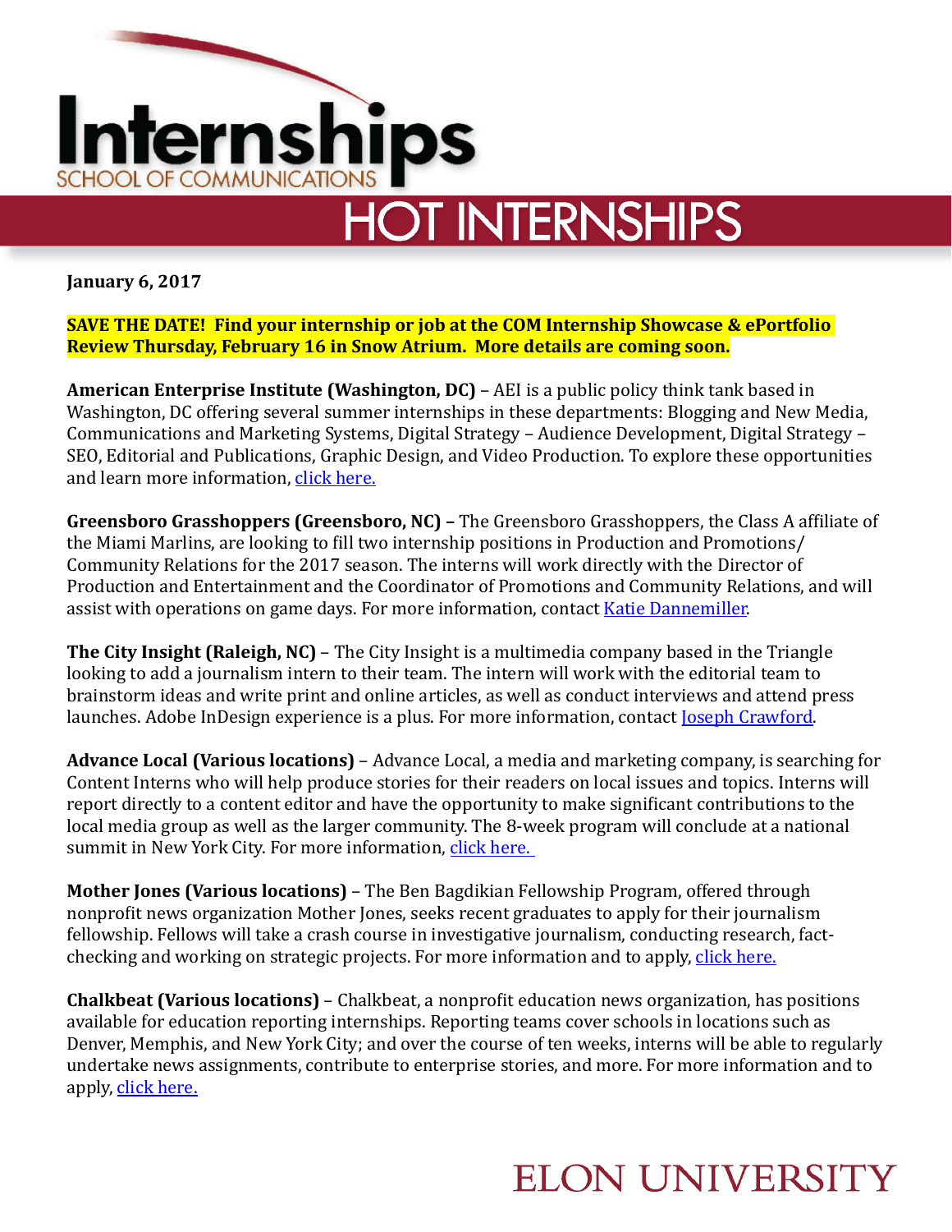# Internships

SCHOOL OF COMMUNICATIONS

## HOT INTERNSHIPS

**January 6, 2017**

**SAVE THE DATE! Find your internship or job at the COM Internship Showcase & ePortfolio Review Thursday, February 16 in Snow Atrium. More details are coming soon.**

**American Enterprise Institute (Washington, DC)** – AEI is a public policy think tank based in Washington, DC offering several summer internships in these departments: Blogging and New Media, Communications and Marketing Systems, Digital Strategy – Audience Development, Digital Strategy – SEO, Editorial and Publications, Graphic Design, and Video Production. To explore these opportunities and learn more information, click here.

**Greensboro Grasshoppers (Greensboro, NC) –** The Greensboro Grasshoppers, the Class A affiliate of the Miami Marlins, are looking to fill two internship positions in Production and Promotions/ Community Relations for the 2017 season. The interns will work directly with the Director of Production and Entertainment and the Coordinator of Promotions and Community Relations, and will assist with operations on game days. For more information, contact Katie Dannemiller.

**The City Insight (Raleigh, NC)** – The City Insight is a multimedia company based in the Triangle looking to add a journalism intern to their team. The intern will work with the editorial team to brainstorm ideas and write print and online articles, as well as conduct interviews and attend press launches. Adobe InDesign experience is a plus. For more information, contact Joseph Crawford.

**Advance Local (Various locations)** – Advance Local, a media and marketing company, is searching for Content Interns who will help produce stories for their readers on local issues and topics. Interns will report directly to a content editor and have the opportunity to make significant contributions to the local media group as well as the larger community. The 8-week program will conclude at a national summit in New York City. For more information, click here.

**Mother Jones (Various locations)** – The Ben Bagdikian Fellowship Program, offered through nonprofit news organization Mother Jones, seeks recent graduates to apply for their journalism fellowship. Fellows will take a crash course in investigative journalism, conducting research, fact-checking and working on strategic projects. For more information and to apply, click here.

**Chalkbeat (Various locations)** – Chalkbeat, a nonprofit education news organization, has positions available for education reporting internships. Reporting teams cover schools in locations such as Denver, Memphis, and New York City; and over the course of ten weeks, interns will be able to regularly undertake news assignments, contribute to enterprise stories, and more. For more information and to apply, click here.

ELON UNIVERSITY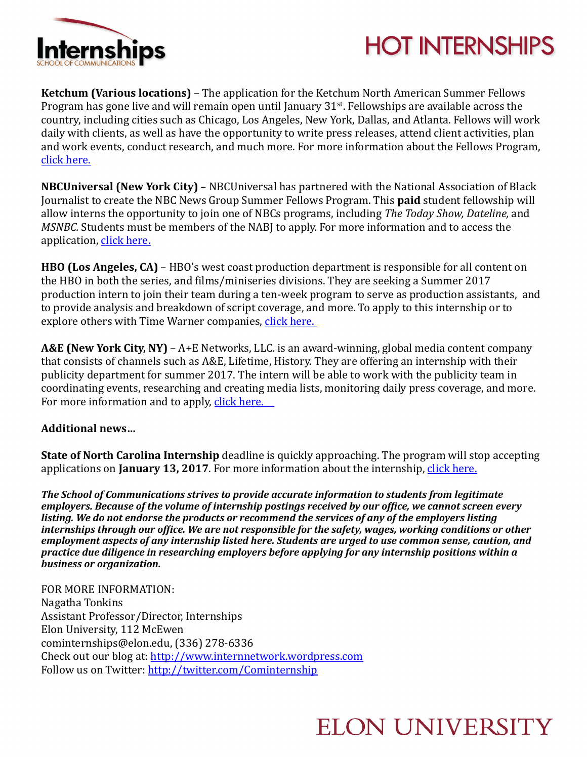# HOT INTERNSHIPS

**Ketchum (Various locations)** – The application for the Ketchum North American Summer Fellows Program has gone live and will remain open until January 31st. Fellowships are available across the country, including cities such as Chicago, Los Angeles, New York, Dallas, and Atlanta. Fellows will work daily with clients, as well as have the opportunity to write press releases, attend client activities, plan and work events, conduct research, and much more. For more information about the Fellows Program, click here.

**NBCUniversal (New York City)** – NBCUniversal has partnered with the National Association of Black Journalist to create the NBC News Group Summer Fellows Program. This **paid** student fellowship will allow interns the opportunity to join one of NBCs programs, including *The Today Show, Dateline,* and *MSNBC.* Students must be members of the NABJ to apply. For more information and to access the application, click here.

**HBO (Los Angeles, CA)** – HBO's west coast production department is responsible for all content on the HBO in both the series, and films/miniseries divisions. They are seeking a Summer 2017 production intern to join their team during a ten-week program to serve as production assistants, and to provide analysis and breakdown of script coverage, and more. To apply to this internship or to explore others with Time Warner companies, click here.

**A&E (New York City, NY)** – A+E Networks, LLC. is an award-winning, global media content company that consists of channels such as A&E, Lifetime, History. They are offering an internship with their publicity department for summer 2017. The intern will be able to work with the publicity team in coordinating events, researching and creating media lists, monitoring daily press coverage, and more. For more information and to apply, click here.

**Additional news…**

**State of North Carolina Internship** deadline is quickly approaching. The program will stop accepting applications on **January 13, 2017**. For more information about the internship, click here.

***The School of Communications strives to provide accurate information to students from legitimate employers. Because of the volume of internship postings received by our office, we cannot screen every listing. We do not endorse the products or recommend the services of any of the employers listing internships through our office. We are not responsible for the safety, wages, working conditions or other employment aspects of any internship listed here. Students are urged to use common sense, caution, and practice due diligence in researching employers before applying for any internship positions within a business or organization.***

FOR MORE INFORMATION:
Nagatha Tonkins
Assistant Professor/Director, Internships
Elon University, 112 McEwen
cominternships@elon.edu, (336) 278-6336
Check out our blog at: http://www.internnetwork.wordpress.com
Follow us on Twitter: http://twitter.com/Cominternship

ELON UNIVERSITY